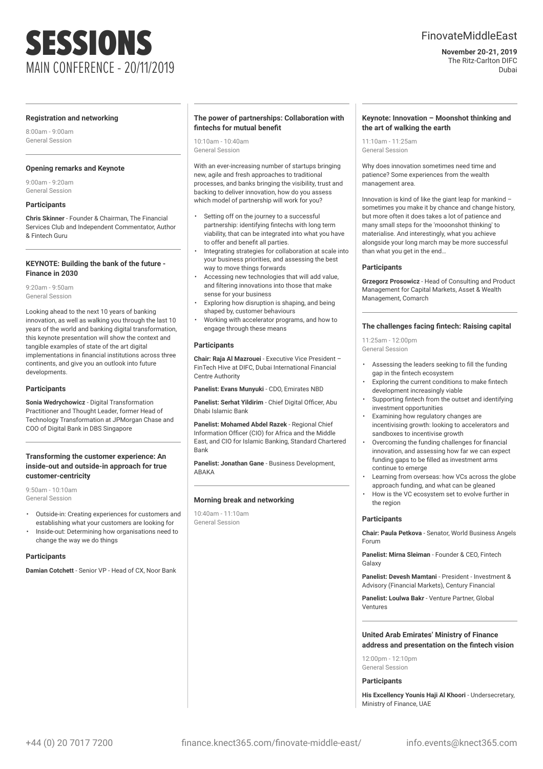# SESSIONS

## MAIN CONFERENCE - 20/11/2019

FinovateMiddleEast

**November 20-21, 2019**
The Ritz-Carlton DIFC
Dubai

### Registration and networking

8:00am - 9:00am
General Session

### Opening remarks and Keynote

9:00am - 9:20am
General Session

**Participants**

**Chris Skinner** - Founder & Chairman, The Financial Services Club and Independent Commentator, Author & Fintech Guru

### KEYNOTE: Building the bank of the future - Finance in 2030

9:20am - 9:50am
General Session

Looking ahead to the next 10 years of banking innovation, as well as walking you through the last 10 years of the world and banking digital transformation, this keynote presentation will show the context and tangible examples of state of the art digital implementations in financial institutions across three continents, and give you an outlook into future developments.

**Participants**

**Sonia Wedrychowicz** - Digital Transformation Practitioner and Thought Leader, former Head of Technology Transformation at JPMorgan Chase and COO of Digital Bank in DBS Singapore

### Transforming the customer experience: An inside-out and outside-in approach for true customer-centricity

9:50am - 10:10am
General Session

- Outside-in: Creating experiences for customers and establishing what your customers are looking for
- Inside-out: Determining how organisations need to change the way we do things

**Participants**

**Damian Cotchett** - Senior VP - Head of CX, Noor Bank

### The power of partnerships: Collaboration with fintechs for mutual benefit

10:10am - 10:40am
General Session

With an ever-increasing number of startups bringing new, agile and fresh approaches to traditional processes, and banks bringing the visibility, trust and backing to deliver innovation, how do you assess which model of partnership will work for you?

- Setting off on the journey to a successful partnership: identifying fintechs with long term viability, that can be integrated into what you have to offer and benefit all parties.
- Integrating strategies for collaboration at scale into your business priorities, and assessing the best way to move things forwards
- Accessing new technologies that will add value, and filtering innovations into those that make sense for your business
- Exploring how disruption is shaping, and being shaped by, customer behaviours
- Working with accelerator programs, and how to engage through these means

**Participants**

**Chair: Raja Al Mazrouei** - Executive Vice President – FinTech Hive at DIFC, Dubai International Financial Centre Authority

**Panelist: Evans Munyuki** - CDO, Emirates NBD

**Panelist: Serhat Yildirim** - Chief Digital Officer, Abu Dhabi Islamic Bank

**Panelist: Mohamed Abdel Razek** - Regional Chief Information Officer (CIO) for Africa and the Middle East, and CIO for Islamic Banking, Standard Chartered Bank

**Panelist: Jonathan Gane** - Business Development, ABAKA

### Morning break and networking

10:40am - 11:10am
General Session

### Keynote: Innovation – Moonshot thinking and the art of walking the earth

11:10am - 11:25am
General Session

Why does innovation sometimes need time and patience? Some experiences from the wealth management area.

Innovation is kind of like the giant leap for mankind – sometimes you make it by chance and change history, but more often it does takes a lot of patience and many small steps for the 'mooonshot thinking' to materialise. And interestingly, what you achieve alongside your long march may be more successful than what you get in the end…

**Participants**

**Grzegorz Prosowicz** - Head of Consulting and Product Management for Capital Markets, Asset & Wealth Management, Comarch

### The challenges facing fintech: Raising capital

11:25am - 12:00pm
General Session

- Assessing the leaders seeking to fill the funding gap in the fintech ecosystem
- Exploring the current conditions to make fintech development increasingly viable
- Supporting fintech from the outset and identifying investment opportunities
- Examining how regulatory changes are incentivising growth: looking to accelerators and sandboxes to incentivise growth
- Overcoming the funding challenges for financial innovation, and assessing how far we can expect funding gaps to be filled as investment arms continue to emerge
- Learning from overseas: how VCs across the globe approach funding, and what can be gleaned
- How is the VC ecosystem set to evolve further in the region

**Participants**

**Chair: Paula Petkova** - Senator, World Business Angels Forum

**Panelist: Mirna Sleiman** - Founder & CEO, Fintech Galaxy

**Panelist: Devesh Mamtani** - President - Investment & Advisory (Financial Markets), Century Financial

**Panelist: Loulwa Bakr** - Venture Partner, Global Ventures

### United Arab Emirates' Ministry of Finance address and presentation on the fintech vision

12:00pm - 12:10pm
General Session

**Participants**

**His Excellency Younis Haji Al Khoori** - Undersecretary, Ministry of Finance, UAE

+44 (0) 20 7017 7200 finance.knect365.com/finovate-middle-east/ info.events@knect365.com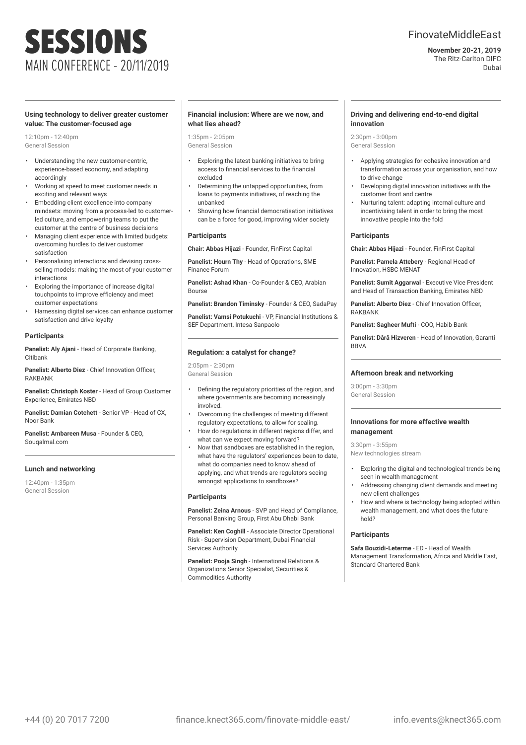# SESSIONS

## MAIN CONFERENCE - 20/11/2019

FinovateMiddleEast

**November 20-21, 2019**
The Ritz-Carlton DIFC
Dubai

### Using technology to deliver greater customer value: The customer-focused age

12:10pm - 12:40pm
General Session

- Understanding the new customer-centric, experience-based economy, and adapting accordingly
- Working at speed to meet customer needs in exciting and relevant ways
- Embedding client excellence into company mindsets: moving from a process-led to customer-led culture, and empowering teams to put the customer at the centre of business decisions
- Managing client experience with limited budgets: overcoming hurdles to deliver customer satisfaction
- Personalising interactions and devising cross-selling models: making the most of your customer interactions
- Exploring the importance of increase digital touchpoints to improve efficiency and meet customer expectations
- Harnessing digital services can enhance customer satisfaction and drive loyalty

#### Participants

**Panelist: Aly Ajani** - Head of Corporate Banking, Citibank

**Panelist: Alberto Diez** - Chief Innovation Officer, RAKBANK

**Panelist: Christoph Koster** - Head of Group Customer Experience, Emirates NBD

**Panelist: Damian Cotchett** - Senior VP - Head of CX, Noor Bank

**Panelist: Ambareen Musa** - Founder & CEO, Souqalmal.com

### Lunch and networking

12:40pm - 1:35pm
General Session

### Financial inclusion: Where are we now, and what lies ahead?

1:35pm - 2:05pm
General Session

- Exploring the latest banking initiatives to bring access to financial services to the financial excluded
- Determining the untapped opportunities, from loans to payments initiatives, of reaching the unbanked
- Showing how financial democratisation initiatives can be a force for good, improving wider society

#### Participants

**Chair: Abbas Hijazi** - Founder, FinFirst Capital

**Panelist: Hourn Thy** - Head of Operations, SME Finance Forum

**Panelist: Ashad Khan** - Co-Founder & CEO, Arabian Bourse

**Panelist: Brandon Timinsky** - Founder & CEO, SadaPay

**Panelist: Vamsi Potukuchi** - VP, Financial Institutions & SEF Department, Intesa Sanpaolo

### Regulation: a catalyst for change?

2:05pm - 2:30pm
General Session

- Defining the regulatory priorities of the region, and where governments are becoming increasingly involved.
- Overcoming the challenges of meeting different regulatory expectations, to allow for scaling.
- How do regulations in different regions differ, and what can we expect moving forward?
- Now that sandboxes are established in the region, what have the regulators' experiences been to date, what do companies need to know ahead of applying, and what trends are regulators seeing amongst applications to sandboxes?

#### Participants

**Panelist: Zeina Arnous** - SVP and Head of Compliance, Personal Banking Group, First Abu Dhabi Bank

**Panelist: Ken Coghill** - Associate Director Operational Risk - Supervision Department, Dubai Financial Services Authority

**Panelist: Pooja Singh** - International Relations & Organizations Senior Specialist, Securities & Commodities Authority

### Driving and delivering end-to-end digital innovation

2:30pm - 3:00pm
General Session

- Applying strategies for cohesive innovation and transformation across your organisation, and how to drive change
- Developing digital innovation initiatives with the customer front and centre
- Nurturing talent: adapting internal culture and incentivising talent in order to bring the most innovative people into the fold

#### Participants

**Chair: Abbas Hijazi** - Founder, FinFirst Capital

**Panelist: Pamela Attebery** - Regional Head of Innovation, HSBC MENAT

**Panelist: Sumit Aggarwal** - Executive Vice President and Head of Transaction Banking, Emirates NBD

**Panelist: Alberto Diez** - Chief Innovation Officer, RAKBANK

**Panelist: Sagheer Mufti** - COO, Habib Bank

**Panelist: Dârâ Hizveren** - Head of Innovation, Garanti BBVA

### Afternoon break and networking

3:00pm - 3:30pm
General Session

### Innovations for more effective wealth management

3:30pm - 3:55pm
New technologies stream

- Exploring the digital and technological trends being seen in wealth management
- Addressing changing client demands and meeting new client challenges
- How and where is technology being adopted within wealth management, and what does the future hold?

#### Participants

**Safa Bouzidi-Leterme** - ED - Head of Wealth Management Transformation, Africa and Middle East, Standard Chartered Bank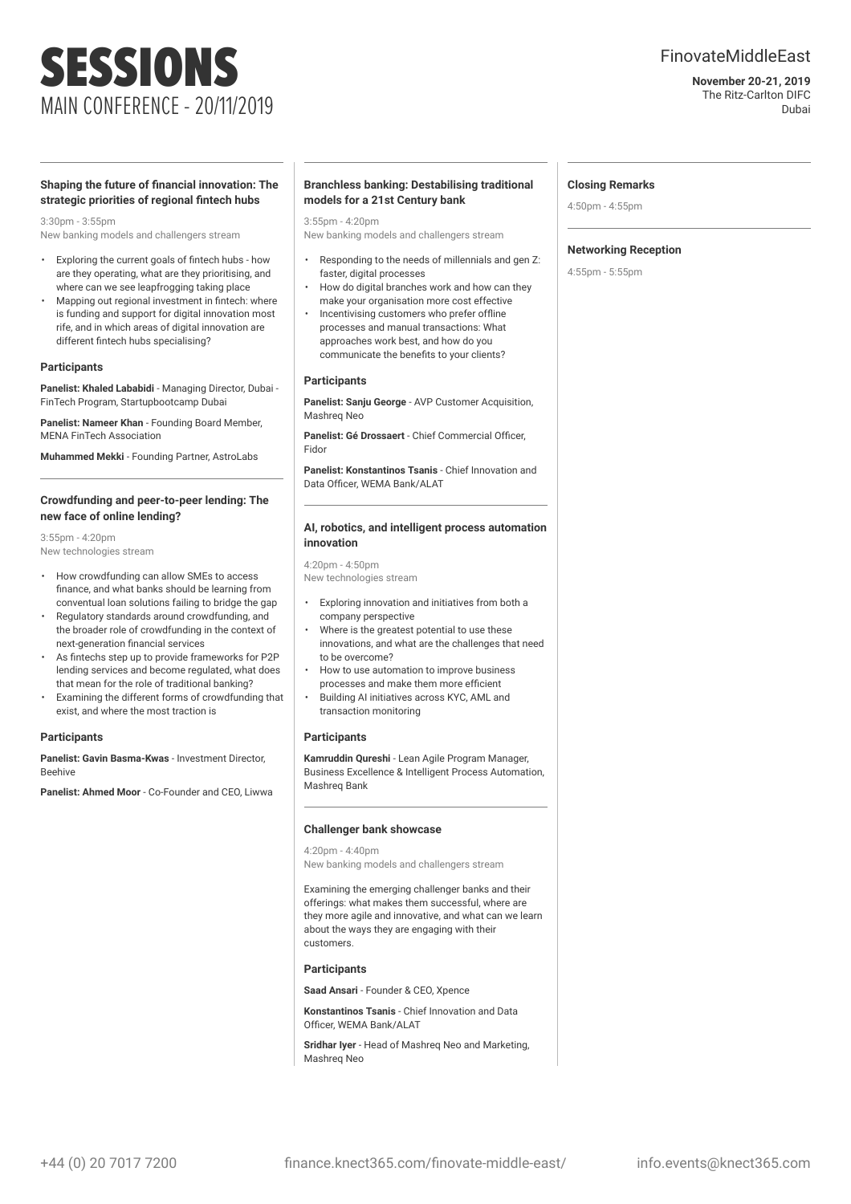# SESSIONS

## MAIN CONFERENCE - 20/11/2019

FinovateMiddleEast

**November 20-21, 2019**
The Ritz-Carlton DIFC
Dubai

---

**Shaping the future of financial innovation: The strategic priorities of regional fintech hubs**

3:30pm - 3:55pm
New banking models and challengers stream

- Exploring the current goals of fintech hubs - how are they operating, what are they prioritising, and where can we see leapfrogging taking place
- Mapping out regional investment in fintech: where is funding and support for digital innovation most rife, and in which areas of digital innovation are different fintech hubs specialising?

**Participants**

**Panelist: Khaled Lababidi** - Managing Director, Dubai - FinTech Program, Startupbootcamp Dubai

**Panelist: Nameer Khan** - Founding Board Member, MENA FinTech Association

**Muhammed Mekki** - Founding Partner, AstroLabs

---

**Crowdfunding and peer-to-peer lending: The new face of online lending?**

3:55pm - 4:20pm
New technologies stream

- How crowdfunding can allow SMEs to access finance, and what banks should be learning from conventual loan solutions failing to bridge the gap
- Regulatory standards around crowdfunding, and the broader role of crowdfunding in the context of next-generation financial services
- As fintechs step up to provide frameworks for P2P lending services and become regulated, what does that mean for the role of traditional banking?
- Examining the different forms of crowdfunding that exist, and where the most traction is

**Participants**

**Panelist: Gavin Basma-Kwas** - Investment Director, Beehive

**Panelist: Ahmed Moor** - Co-Founder and CEO, Liwwa

---

**Branchless banking: Destabilising traditional models for a 21st Century bank**

3:55pm - 4:20pm
New banking models and challengers stream

- Responding to the needs of millennials and gen Z: faster, digital processes
- How do digital branches work and how can they make your organisation more cost effective
- Incentivising customers who prefer offline processes and manual transactions: What approaches work best, and how do you communicate the benefits to your clients?

**Participants**

**Panelist: Sanju George** - AVP Customer Acquisition, Mashreq Neo

**Panelist: Gé Drossaert** - Chief Commercial Officer, Fidor

**Panelist: Konstantinos Tsanis** - Chief Innovation and Data Officer, WEMA Bank/ALAT

---

**AI, robotics, and intelligent process automation innovation**

4:20pm - 4:50pm
New technologies stream

- Exploring innovation and initiatives from both a company perspective
- Where is the greatest potential to use these innovations, and what are the challenges that need to be overcome?
- How to use automation to improve business processes and make them more efficient
- Building AI initiatives across KYC, AML and transaction monitoring

**Participants**

**Kamruddin Qureshi** - Lean Agile Program Manager, Business Excellence & Intelligent Process Automation, Mashreq Bank

---

**Challenger bank showcase**

4:20pm - 4:40pm
New banking models and challengers stream

Examining the emerging challenger banks and their offerings: what makes them successful, where are they more agile and innovative, and what can we learn about the ways they are engaging with their customers.

**Participants**

**Saad Ansari** - Founder & CEO, Xpence

**Konstantinos Tsanis** - Chief Innovation and Data Officer, WEMA Bank/ALAT

**Sridhar Iyer** - Head of Mashreq Neo and Marketing, Mashreq Neo

---

**Closing Remarks**

4:50pm - 4:55pm

---

**Networking Reception**

4:55pm - 5:55pm

+44 (0) 20 7017 7200 finance.knect365.com/finovate-middle-east/ info.events@knect365.com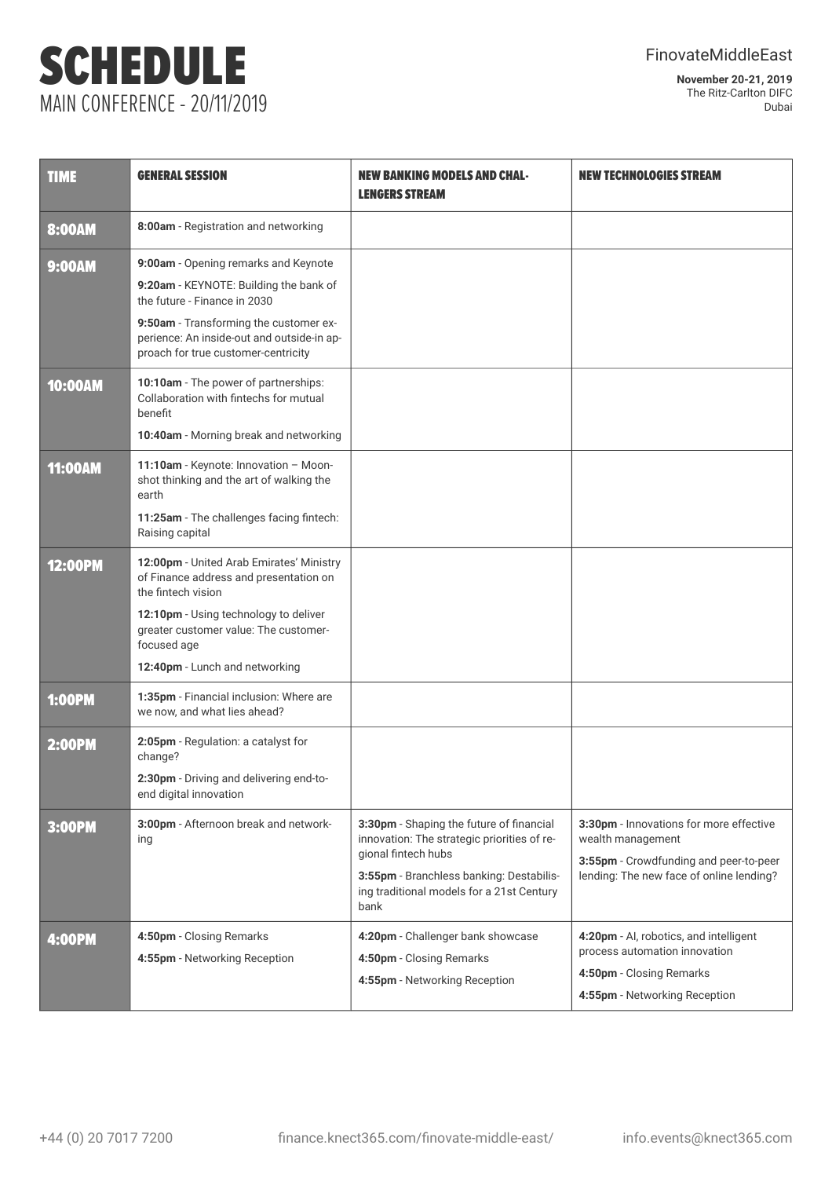# SCHEDULE

## MAIN CONFERENCE - 20/11/2019

FinovateMiddleEast

**November 20-21, 2019**
The Ritz-Carlton DIFC
Dubai

| TIME | GENERAL SESSION | NEW BANKING MODELS AND CHALLENGERS STREAM | NEW TECHNOLOGIES STREAM |
|---|---|---|---|
| 8:00AM | **8:00am** - Registration and networking | | |
| 9:00AM | **9:00am** - Opening remarks and Keynote<br>**9:20am** - KEYNOTE: Building the bank of the future - Finance in 2030<br>**9:50am** - Transforming the customer experience: An inside-out and outside-in approach for true customer-centricity | | |
| 10:00AM | **10:10am** - The power of partnerships: Collaboration with fintechs for mutual benefit<br>**10:40am** - Morning break and networking | | |
| 11:00AM | **11:10am** - Keynote: Innovation – Moonshot thinking and the art of walking the earth<br>**11:25am** - The challenges facing fintech: Raising capital | | |
| 12:00PM | **12:00pm** - United Arab Emirates' Ministry of Finance address and presentation on the fintech vision<br>**12:10pm** - Using technology to deliver greater customer value: The customer-focused age<br>**12:40pm** - Lunch and networking | | |
| 1:00PM | **1:35pm** - Financial inclusion: Where are we now, and what lies ahead? | | |
| 2:00PM | **2:05pm** - Regulation: a catalyst for change?<br>**2:30pm** - Driving and delivering end-to-end digital innovation | | |
| 3:00PM | **3:00pm** - Afternoon break and networking | **3:30pm** - Shaping the future of financial innovation: The strategic priorities of regional fintech hubs<br>**3:55pm** - Branchless banking: Destabilising traditional models for a 21st Century bank | **3:30pm** - Innovations for more effective wealth management<br>**3:55pm** - Crowdfunding and peer-to-peer lending: The new face of online lending? |
| 4:00PM | **4:50pm** - Closing Remarks<br>**4:55pm** - Networking Reception | **4:20pm** - Challenger bank showcase<br>**4:50pm** - Closing Remarks<br>**4:55pm** - Networking Reception | **4:20pm** - AI, robotics, and intelligent process automation innovation<br>**4:50pm** - Closing Remarks<br>**4:55pm** - Networking Reception |

+44 (0) 20 7017 7200 finance.knect365.com/finovate-middle-east/ info.events@knect365.com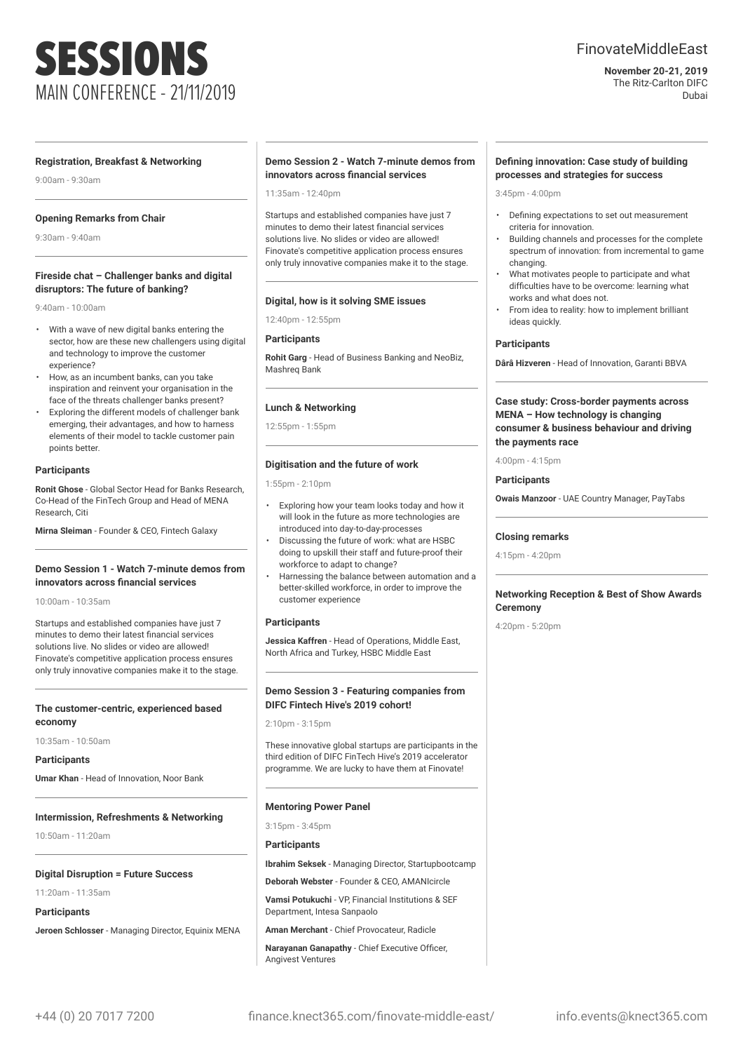# SESSIONS

MAIN CONFERENCE - 21/11/2019

FinovateMiddleEast

**November 20-21, 2019**
The Ritz-Carlton DIFC
Dubai

---

**Registration, Breakfast & Networking**

9:00am - 9:30am

---

**Opening Remarks from Chair**

9:30am - 9:40am

---

**Fireside chat – Challenger banks and digital disruptors: The future of banking?**

9:40am - 10:00am

- With a wave of new digital banks entering the sector, how are these new challengers using digital and technology to improve the customer experience?
- How, as an incumbent banks, can you take inspiration and reinvent your organisation in the face of the threats challenger banks present?
- Exploring the different models of challenger bank emerging, their advantages, and how to harness elements of their model to tackle customer pain points better.

**Participants**

**Ronit Ghose** - Global Sector Head for Banks Research, Co-Head of the FinTech Group and Head of MENA Research, Citi

**Mirna Sleiman** - Founder & CEO, Fintech Galaxy

---

**Demo Session 1 - Watch 7-minute demos from innovators across financial services**

10:00am - 10:35am

Startups and established companies have just 7 minutes to demo their latest financial services solutions live. No slides or video are allowed! Finovate's competitive application process ensures only truly innovative companies make it to the stage.

---

**The customer-centric, experienced based economy**

10:35am - 10:50am

**Participants**

**Umar Khan** - Head of Innovation, Noor Bank

---

**Intermission, Refreshments & Networking**

10:50am - 11:20am

---

**Digital Disruption = Future Success**

11:20am - 11:35am

**Participants**

**Jeroen Schlosser** - Managing Director, Equinix MENA

---

**Demo Session 2 - Watch 7-minute demos from innovators across financial services**

11:35am - 12:40pm

Startups and established companies have just 7 minutes to demo their latest financial services solutions live. No slides or video are allowed! Finovate's competitive application process ensures only truly innovative companies make it to the stage.

---

**Digital, how is it solving SME issues**

12:40pm - 12:55pm

**Participants**

**Rohit Garg** - Head of Business Banking and NeoBiz, Mashreq Bank

---

**Lunch & Networking**

12:55pm - 1:55pm

---

**Digitisation and the future of work**

1:55pm - 2:10pm

- Exploring how your team looks today and how it will look in the future as more technologies are introduced into day-to-day-processes
- Discussing the future of work: what are HSBC doing to upskill their staff and future-proof their workforce to adapt to change?
- Harnessing the balance between automation and a better-skilled workforce, in order to improve the customer experience

**Participants**

**Jessica Kaffren** - Head of Operations, Middle East, North Africa and Turkey, HSBC Middle East

---

**Demo Session 3 - Featuring companies from DIFC Fintech Hive's 2019 cohort!**

2:10pm - 3:15pm

These innovative global startups are participants in the third edition of DIFC FinTech Hive's 2019 accelerator programme. We are lucky to have them at Finovate!

---

**Mentoring Power Panel**

3:15pm - 3:45pm

**Participants**

**Ibrahim Seksek** - Managing Director, Startupbootcamp

**Deborah Webster** - Founder & CEO, AMANIcircle

**Vamsi Potukuchi** - VP, Financial Institutions & SEF Department, Intesa Sanpaolo

**Aman Merchant** - Chief Provocateur, Radicle

**Narayanan Ganapathy** - Chief Executive Officer, Angivest Ventures

---

**Defining innovation: Case study of building processes and strategies for success**

3:45pm - 4:00pm

- Defining expectations to set out measurement criteria for innovation.
- Building channels and processes for the complete spectrum of innovation: from incremental to game changing.
- What motivates people to participate and what difficulties have to be overcome: learning what works and what does not.
- From idea to reality: how to implement brilliant ideas quickly.

**Participants**

**Dârâ Hizveren** - Head of Innovation, Garanti BBVA

---

**Case study: Cross-border payments across MENA – How technology is changing consumer & business behaviour and driving the payments race**

4:00pm - 4:15pm

**Participants**

**Owais Manzoor** - UAE Country Manager, PayTabs

---

**Closing remarks**

4:15pm - 4:20pm

---

**Networking Reception & Best of Show Awards Ceremony**

4:20pm - 5:20pm

---

+44 (0) 20 7017 7200 finance.knect365.com/finovate-middle-east/ info.events@knect365.com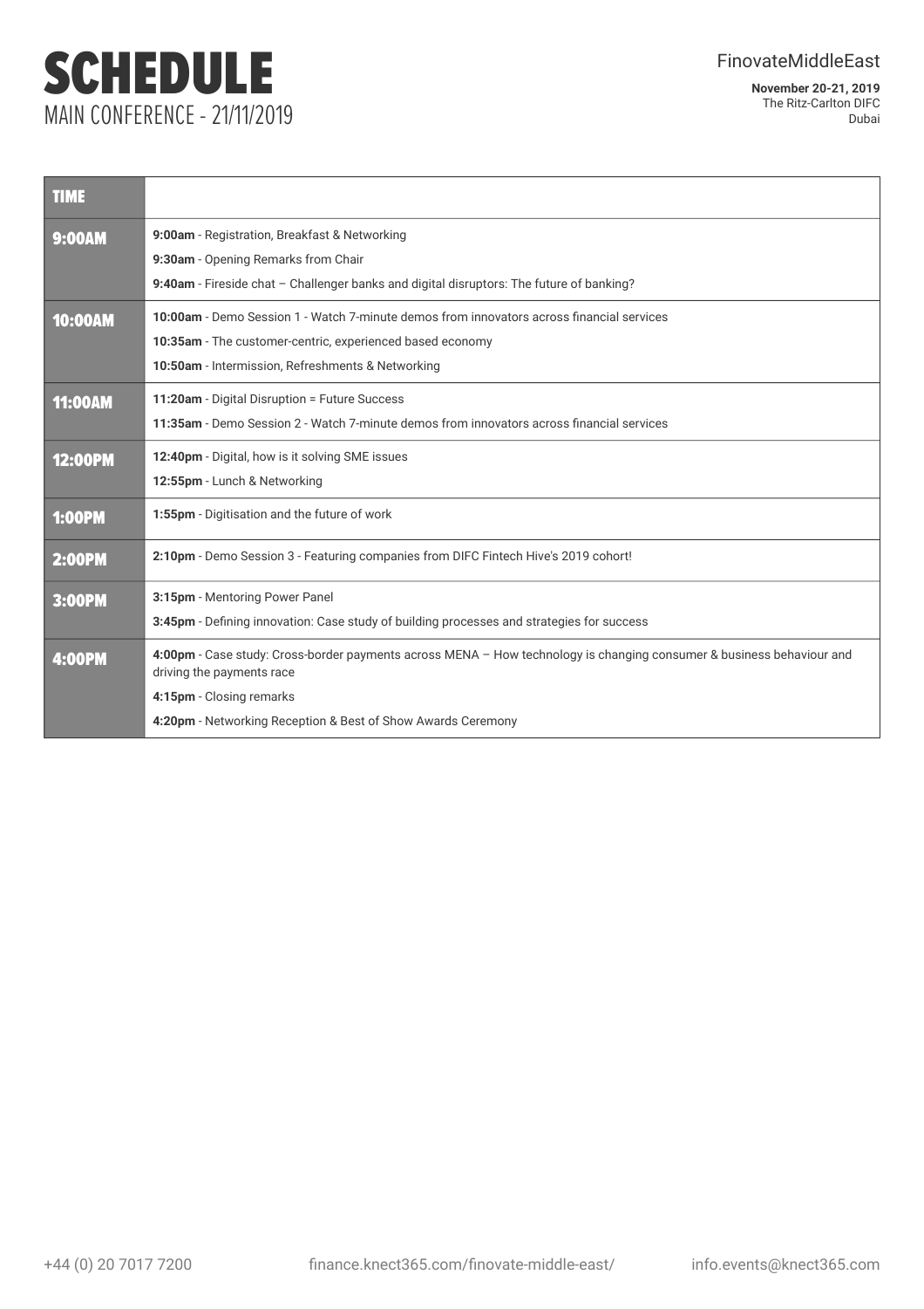# SCHEDULE

MAIN CONFERENCE - 21/11/2019

FinovateMiddleEast

**November 20-21, 2019**
The Ritz-Carlton DIFC
Dubai

| TIME | |
|---|---|
| **9:00AM** | **9:00am** - Registration, Breakfast & Networking<br>**9:30am** - Opening Remarks from Chair<br>**9:40am** - Fireside chat – Challenger banks and digital disruptors: The future of banking? |
| **10:00AM** | **10:00am** - Demo Session 1 - Watch 7-minute demos from innovators across financial services<br>**10:35am** - The customer-centric, experienced based economy<br>**10:50am** - Intermission, Refreshments & Networking |
| **11:00AM** | **11:20am** - Digital Disruption = Future Success<br>**11:35am** - Demo Session 2 - Watch 7-minute demos from innovators across financial services |
| **12:00PM** | **12:40pm** - Digital, how is it solving SME issues<br>**12:55pm** - Lunch & Networking |
| **1:00PM** | **1:55pm** - Digitisation and the future of work |
| **2:00PM** | **2:10pm** - Demo Session 3 - Featuring companies from DIFC Fintech Hive's 2019 cohort! |
| **3:00PM** | **3:15pm** - Mentoring Power Panel<br>**3:45pm** - Defining innovation: Case study of building processes and strategies for success |
| **4:00PM** | **4:00pm** - Case study: Cross-border payments across MENA – How technology is changing consumer & business behaviour and driving the payments race<br>**4:15pm** - Closing remarks<br>**4:20pm** - Networking Reception & Best of Show Awards Ceremony |

+44 (0) 20 7017 7200 finance.knect365.com/finovate-middle-east/ info.events@knect365.com